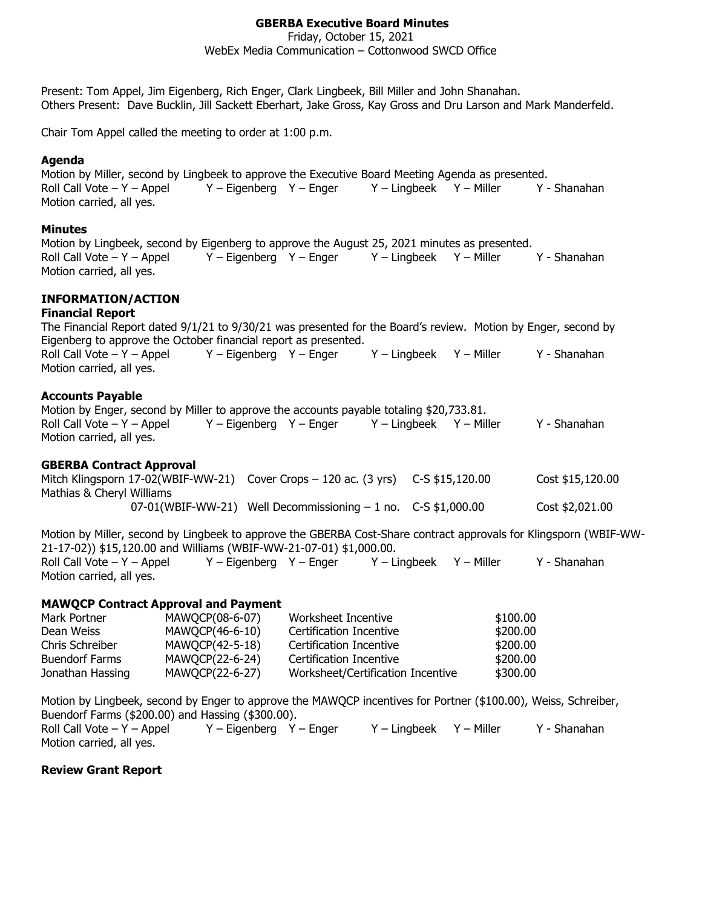# GBERBA Executive Board Minutes

Friday, October 15, 2021

WebEx Media Communication – Cottonwood SWCD Office

Present: Tom Appel, Jim Eigenberg, Rich Enger, Clark Lingbeek, Bill Miller and John Shanahan.
Others Present: Dave Bucklin, Jill Sackett Eberhart, Jake Gross, Kay Gross and Dru Larson and Mark Manderfeld.

Chair Tom Appel called the meeting to order at 1:00 p.m.

**Agenda**

Motion by Miller, second by Lingbeek to approve the Executive Board Meeting Agenda as presented.
Roll Call Vote – Y – Appel  Y – Eigenberg  Y – Enger  Y – Lingbeek  Y – Miller  Y - Shanahan
Motion carried, all yes.

**Minutes**

Motion by Lingbeek, second by Eigenberg to approve the August 25, 2021 minutes as presented.
Roll Call Vote – Y – Appel  Y – Eigenberg  Y – Enger  Y – Lingbeek  Y – Miller  Y - Shanahan
Motion carried, all yes.

## INFORMATION/ACTION

**Financial Report**

The Financial Report dated 9/1/21 to 9/30/21 was presented for the Board's review. Motion by Enger, second by Eigenberg to approve the October financial report as presented.
Roll Call Vote – Y – Appel  Y – Eigenberg  Y – Enger  Y – Lingbeek  Y – Miller  Y - Shanahan
Motion carried, all yes.

**Accounts Payable**

Motion by Enger, second by Miller to approve the accounts payable totaling $20,733.81.
Roll Call Vote – Y – Appel  Y – Eigenberg  Y – Enger  Y – Lingbeek  Y – Miller  Y - Shanahan
Motion carried, all yes.

**GBERBA Contract Approval**

| Name | Contract | Practice | C-S | Cost |
|---|---|---|---|---|
| Mitch Klingsporn | 17-02(WBIF-WW-21) | Cover Crops – 120 ac. (3 yrs) | C-S $15,120.00 | Cost $15,120.00 |
| Mathias & Cheryl Williams | 07-01(WBIF-WW-21) | Well Decommissioning – 1 no. | C-S $1,000.00 | Cost $2,021.00 |

Motion by Miller, second by Lingbeek to approve the GBERBA Cost-Share contract approvals for Klingsporn (WBIF-WW-21-17-02)) $15,120.00 and Williams (WBIF-WW-21-07-01) $1,000.00.
Roll Call Vote – Y – Appel  Y – Eigenberg  Y – Enger  Y – Lingbeek  Y – Miller  Y - Shanahan
Motion carried, all yes.

**MAWQCP Contract Approval and Payment**

| Name | Contract | Incentive | Amount |
|---|---|---|---|
| Mark Portner | MAWQCP(08-6-07) | Worksheet Incentive | $100.00 |
| Dean Weiss | MAWQCP(46-6-10) | Certification Incentive | $200.00 |
| Chris Schreiber | MAWQCP(42-5-18) | Certification Incentive | $200.00 |
| Buendorf Farms | MAWQCP(22-6-24) | Certification Incentive | $200.00 |
| Jonathan Hassing | MAWQCP(22-6-27) | Worksheet/Certification Incentive | $300.00 |

Motion by Lingbeek, second by Enger to approve the MAWQCP incentives for Portner ($100.00), Weiss, Schreiber, Buendorf Farms ($200.00) and Hassing ($300.00).
Roll Call Vote – Y – Appel  Y – Eigenberg  Y – Enger  Y – Lingbeek  Y – Miller  Y - Shanahan
Motion carried, all yes.

**Review Grant Report**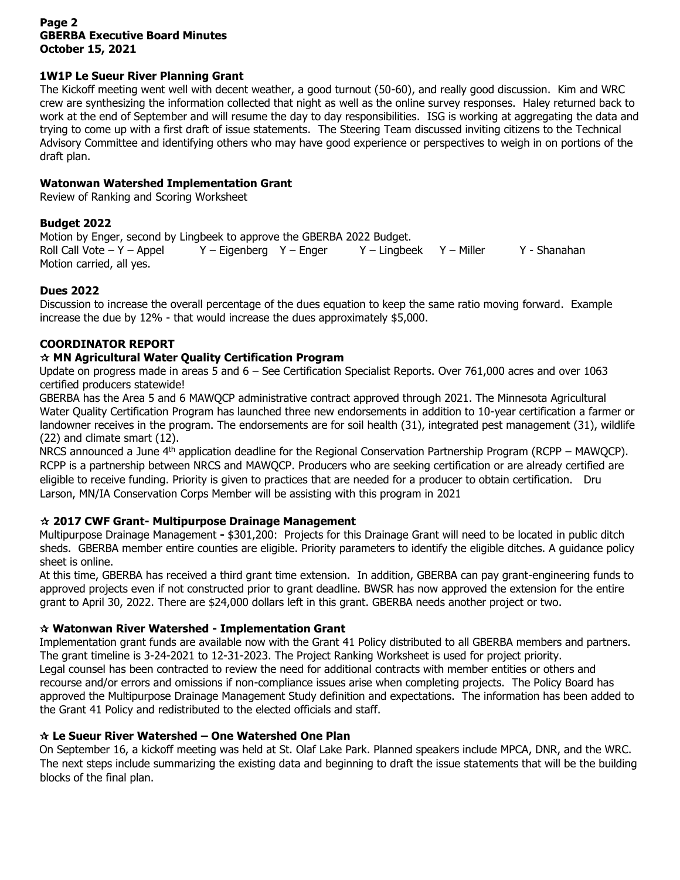### 1W1P Le Sueur River Planning Grant

The Kickoff meeting went well with decent weather, a good turnout (50-60), and really good discussion. Kim and WRC crew are synthesizing the information collected that night as well as the online survey responses. Haley returned back to work at the end of September and will resume the day to day responsibilities. ISG is working at aggregating the data and trying to come up with a first draft of issue statements. The Steering Team discussed inviting citizens to the Technical Advisory Committee and identifying others who may have good experience or perspectives to weigh in on portions of the draft plan.

### Watonwan Watershed Implementation Grant

Review of Ranking and Scoring Worksheet

### Budget 2022

Motion by Enger, second by Lingbeek to approve the GBERBA 2022 Budget.
Roll Call Vote – Y – Appel Y – Eigenberg Y – Enger Y – Lingbeek Y – Miller Y - Shanahan
Motion carried, all yes.

### Dues 2022

Discussion to increase the overall percentage of the dues equation to keep the same ratio moving forward. Example increase the due by 12% - that would increase the dues approximately $5,000.

### COORDINATOR REPORT

#### ☆ MN Agricultural Water Quality Certification Program

Update on progress made in areas 5 and 6 – See Certification Specialist Reports. Over 761,000 acres and over 1063 certified producers statewide!

GBERBA has the Area 5 and 6 MAWQCP administrative contract approved through 2021. The Minnesota Agricultural Water Quality Certification Program has launched three new endorsements in addition to 10-year certification a farmer or landowner receives in the program. The endorsements are for soil health (31), integrated pest management (31), wildlife (22) and climate smart (12).

NRCS announced a June 4th application deadline for the Regional Conservation Partnership Program (RCPP – MAWQCP). RCPP is a partnership between NRCS and MAWQCP. Producers who are seeking certification or are already certified are eligible to receive funding. Priority is given to practices that are needed for a producer to obtain certification. Dru Larson, MN/IA Conservation Corps Member will be assisting with this program in 2021

#### ☆ 2017 CWF Grant- Multipurpose Drainage Management

Multipurpose Drainage Management **-** $301,200: Projects for this Drainage Grant will need to be located in public ditch sheds. GBERBA member entire counties are eligible. Priority parameters to identify the eligible ditches. A guidance policy sheet is online.

At this time, GBERBA has received a third grant time extension. In addition, GBERBA can pay grant-engineering funds to approved projects even if not constructed prior to grant deadline. BWSR has now approved the extension for the entire grant to April 30, 2022. There are $24,000 dollars left in this grant. GBERBA needs another project or two.

#### ☆ Watonwan River Watershed - Implementation Grant

Implementation grant funds are available now with the Grant 41 Policy distributed to all GBERBA members and partners. The grant timeline is 3-24-2021 to 12-31-2023. The Project Ranking Worksheet is used for project priority.

Legal counsel has been contracted to review the need for additional contracts with member entities or others and recourse and/or errors and omissions if non-compliance issues arise when completing projects. The Policy Board has approved the Multipurpose Drainage Management Study definition and expectations. The information has been added to the Grant 41 Policy and redistributed to the elected officials and staff.

#### ☆ Le Sueur River Watershed – One Watershed One Plan

On September 16, a kickoff meeting was held at St. Olaf Lake Park. Planned speakers include MPCA, DNR, and the WRC. The next steps include summarizing the existing data and beginning to draft the issue statements that will be the building blocks of the final plan.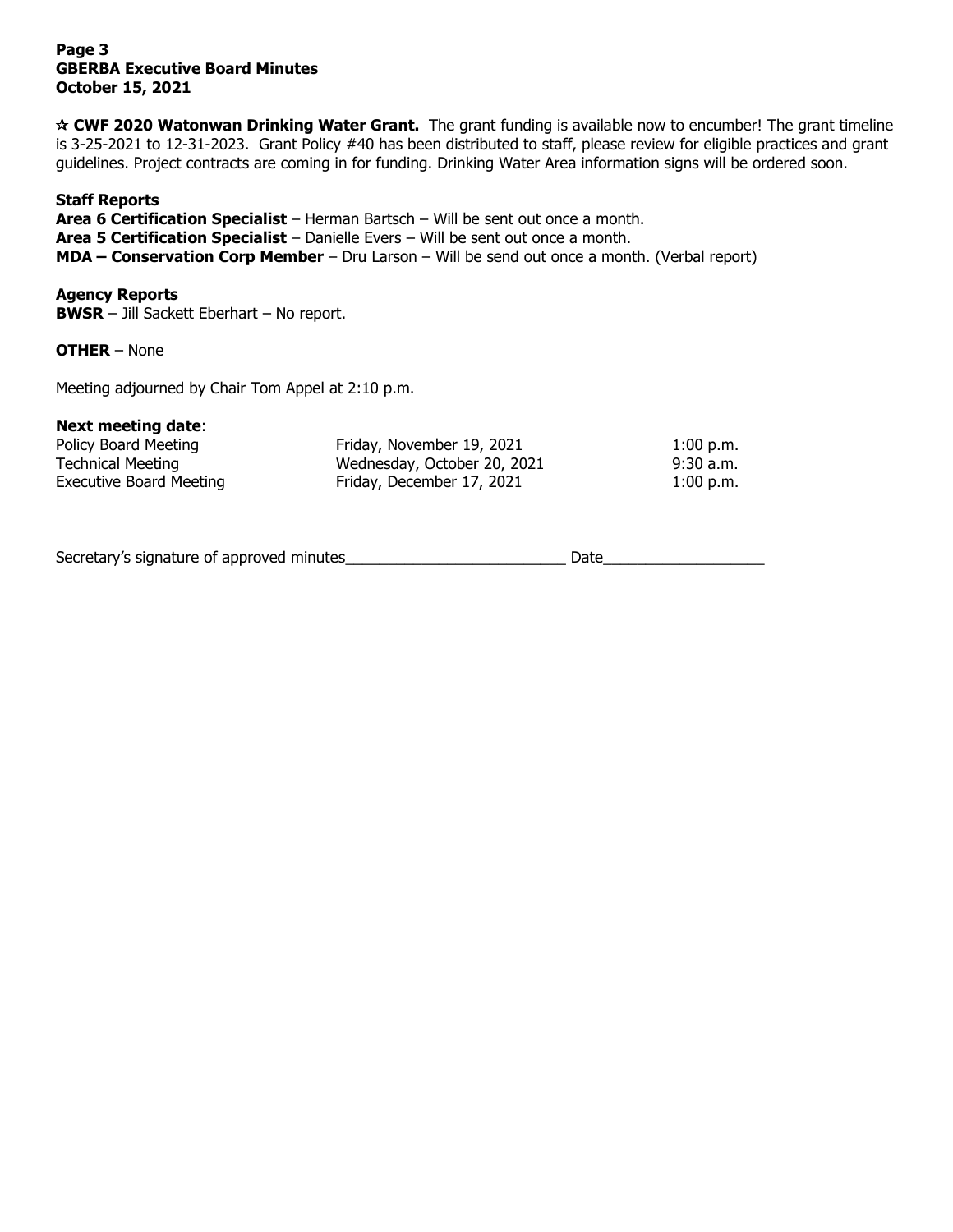☆ **CWF 2020 Watonwan Drinking Water Grant.** The grant funding is available now to encumber! The grant timeline is 3-25-2021 to 12-31-2023. Grant Policy #40 has been distributed to staff, please review for eligible practices and grant guidelines. Project contracts are coming in for funding. Drinking Water Area information signs will be ordered soon.

**Staff Reports**
**Area 6 Certification Specialist** – Herman Bartsch – Will be sent out once a month.
**Area 5 Certification Specialist** – Danielle Evers – Will be sent out once a month.
**MDA – Conservation Corp Member** – Dru Larson – Will be send out once a month. (Verbal report)

**Agency Reports**
**BWSR** – Jill Sackett Eberhart – No report.

**OTHER** – None

Meeting adjourned by Chair Tom Appel at 2:10 p.m.

**Next meeting date**:

| | | |
|---|---|---|
| Policy Board Meeting | Friday, November 19, 2021 | 1:00 p.m. |
| Technical Meeting | Wednesday, October 20, 2021 | 9:30 a.m. |
| Executive Board Meeting | Friday, December 17, 2021 | 1:00 p.m. |

Secretary's signature of approved minutes_________________________ Date__________________